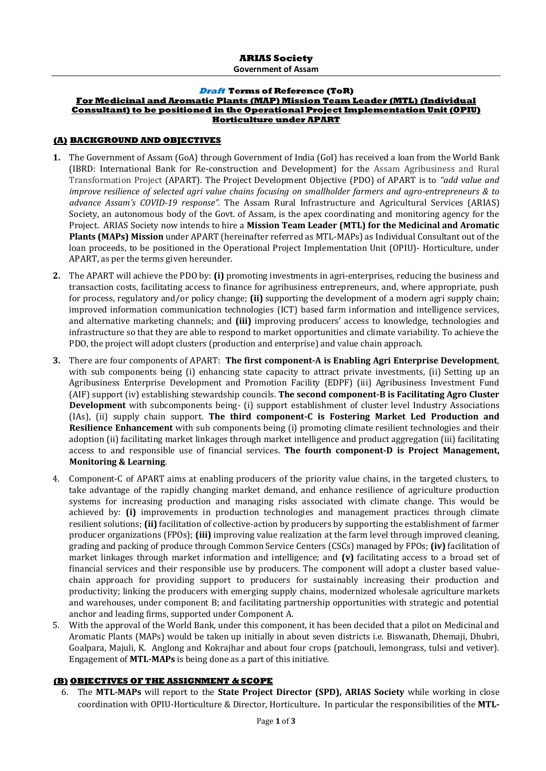**ARIAS Society**

**Government of Assam**

***Draft*** **Terms of Reference (ToR)**

**For Medicinal and Aromatic Plants (MAP) Mission Team Leader (MTL) (Individual Consultant) to be positioned in the Operational Project Implementation Unit (OPIU) Horticulture under APART**

## (A) BACKGROUND AND OBJECTIVES

**1.** The Government of Assam (GoA) through Government of India (GoI) has received a loan from the World Bank (IBRD: International Bank for Re-construction and Development) for the Assam Agribusiness and Rural Transformation Project (APART). The Project Development Objective (PDO) of APART is to *"add value and improve resilience of selected agri value chains focusing on smallholder farmers and agro-entrepreneurs & to advance Assam's COVID-19 response".* The Assam Rural Infrastructure and Agricultural Services (ARIAS) Society, an autonomous body of the Govt. of Assam, is the apex coordinating and monitoring agency for the Project. ARIAS Society now intends to hire a **Mission Team Leader (MTL) for the Medicinal and Aromatic Plants (MAPs) Mission** under APART (hereinafter referred as MTL-MAPs) as Individual Consultant out of the loan proceeds, to be positioned in the Operational Project Implementation Unit (OPIU)- Horticulture, under APART, as per the terms given hereunder.

**2.** The APART will achieve the PDO by: **(i)** promoting investments in agri-enterprises, reducing the business and transaction costs, facilitating access to finance for agribusiness entrepreneurs, and, where appropriate, push for process, regulatory and/or policy change; **(ii)** supporting the development of a modern agri supply chain; improved information communication technologies (ICT) based farm information and intelligence services, and alternative marketing channels; and **(iii)** improving producers' access to knowledge, technologies and infrastructure so that they are able to respond to market opportunities and climate variability. To achieve the PDO, the project will adopt clusters (production and enterprise) and value chain approach.

**3.** There are four components of APART: **The first component-A is Enabling Agri Enterprise Development**, with sub components being (i) enhancing state capacity to attract private investments, (ii) Setting up an Agribusiness Enterprise Development and Promotion Facility (EDPF) (iii) Agribusiness Investment Fund (AIF) support (iv) establishing stewardship councils. **The second component-B is Facilitating Agro Cluster Development** with subcomponents being- (i) support establishment of cluster level Industry Associations (IAs), (ii) supply chain support. **The third component-C is Fostering Market Led Production and Resilience Enhancement** with sub components being (i) promoting climate resilient technologies and their adoption (ii) facilitating market linkages through market intelligence and product aggregation (iii) facilitating access to and responsible use of financial services. **The fourth component-D is Project Management, Monitoring & Learning**.

4. Component-C of APART aims at enabling producers of the priority value chains, in the targeted clusters, to take advantage of the rapidly changing market demand, and enhance resilience of agriculture production systems for increasing production and managing risks associated with climate change. This would be achieved by: **(i)** improvements in production technologies and management practices through climate resilient solutions; **(ii)** facilitation of collective-action by producers by supporting the establishment of farmer producer organizations (FPOs); **(iii)** improving value realization at the farm level through improved cleaning, grading and packing of produce through Common Service Centers (CSCs) managed by FPOs; **(iv)** facilitation of market linkages through market information and intelligence; and **(v)** facilitating access to a broad set of financial services and their responsible use by producers. The component will adopt a cluster based value-chain approach for providing support to producers for sustainably increasing their production and productivity; linking the producers with emerging supply chains, modernized wholesale agriculture markets and warehouses, under component B; and facilitating partnership opportunities with strategic and potential anchor and leading firms, supported under Component A.

5. With the approval of the World Bank, under this component, it has been decided that a pilot on Medicinal and Aromatic Plants (MAPs) would be taken up initially in about seven districts i.e. Biswanath, Dhemaji, Dhubri, Goalpara, Majuli, K. Anglong and Kokrajhar and about four crops (patchouli, lemongrass, tulsi and vetiver). Engagement of **MTL-MAPs** is being done as a part of this initiative.

## (B) OBJECTIVES OF THE ASSIGNMENT & SCOPE

6. The **MTL-MAPs** will report to the **State Project Director (SPD), ARIAS Society** while working in close coordination with OPIU-Horticulture & Director, Horticulture**.** In particular the responsibilities of the **MTL-**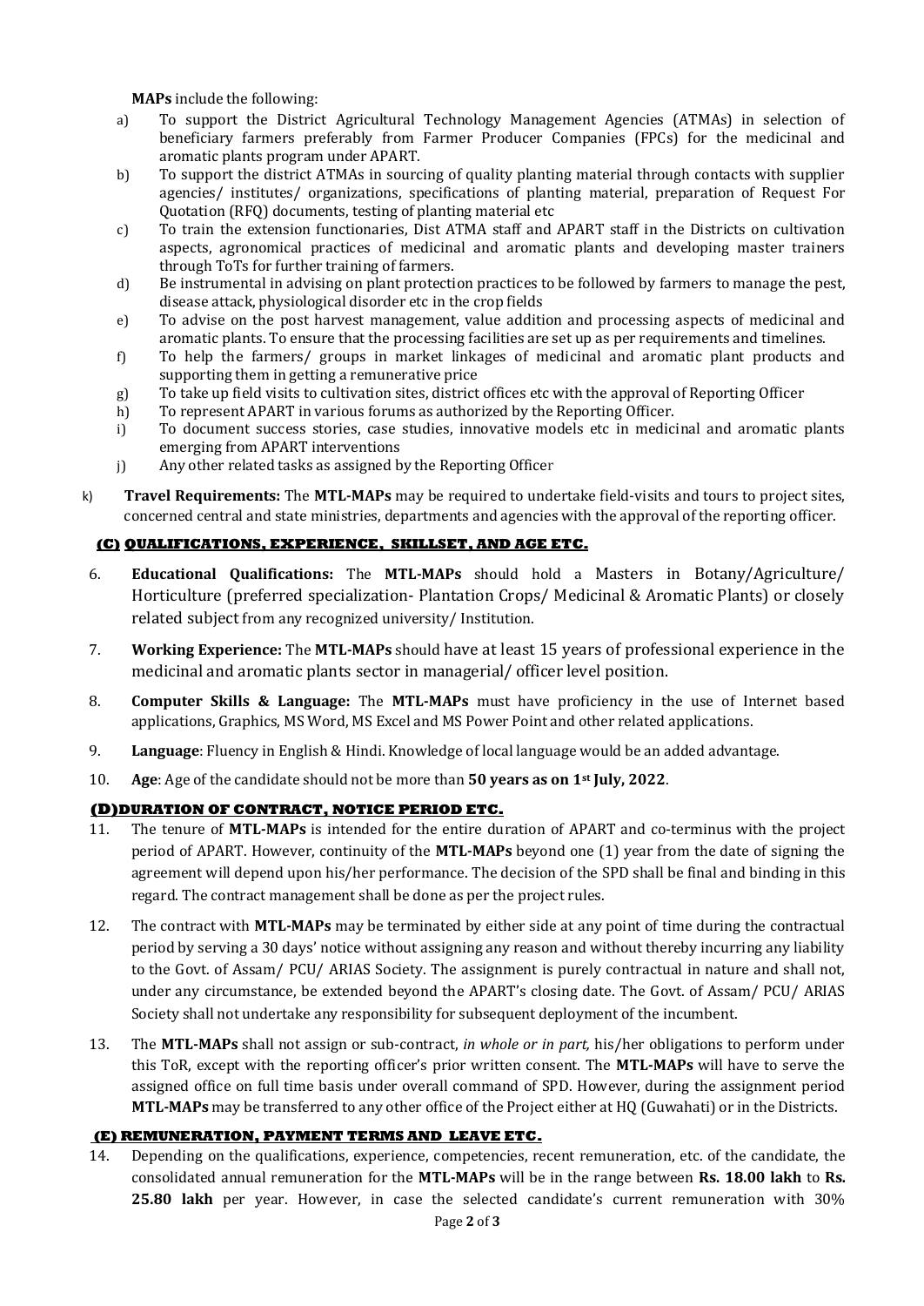**MAPs** include the following:

a) To support the District Agricultural Technology Management Agencies (ATMAs) in selection of beneficiary farmers preferably from Farmer Producer Companies (FPCs) for the medicinal and aromatic plants program under APART.
b) To support the district ATMAs in sourcing of quality planting material through contacts with supplier agencies/ institutes/ organizations, specifications of planting material, preparation of Request For Quotation (RFQ) documents, testing of planting material etc
c) To train the extension functionaries, Dist ATMA staff and APART staff in the Districts on cultivation aspects, agronomical practices of medicinal and aromatic plants and developing master trainers through ToTs for further training of farmers.
d) Be instrumental in advising on plant protection practices to be followed by farmers to manage the pest, disease attack, physiological disorder etc in the crop fields
e) To advise on the post harvest management, value addition and processing aspects of medicinal and aromatic plants. To ensure that the processing facilities are set up as per requirements and timelines.
f) To help the farmers/ groups in market linkages of medicinal and aromatic plant products and supporting them in getting a remunerative price
g) To take up field visits to cultivation sites, district offices etc with the approval of Reporting Officer
h) To represent APART in various forums as authorized by the Reporting Officer.
i) To document success stories, case studies, innovative models etc in medicinal and aromatic plants emerging from APART interventions
j) Any other related tasks as assigned by the Reporting Officer

k) **Travel Requirements:** The **MTL-MAPs** may be required to undertake field-visits and tours to project sites, concerned central and state ministries, departments and agencies with the approval of the reporting officer.

## (C) QUALIFICATIONS, EXPERIENCE, SKILLSET, AND AGE ETC.

6. **Educational Qualifications:** The **MTL-MAPs** should hold a Masters in Botany/Agriculture/ Horticulture (preferred specialization- Plantation Crops/ Medicinal & Aromatic Plants) or closely related subject from any recognized university/ Institution.

7. **Working Experience:** The **MTL-MAPs** should have at least 15 years of professional experience in the medicinal and aromatic plants sector in managerial/ officer level position.

8. **Computer Skills & Language:** The **MTL-MAPs** must have proficiency in the use of Internet based applications, Graphics, MS Word, MS Excel and MS Power Point and other related applications.

9. **Language**: Fluency in English & Hindi. Knowledge of local language would be an added advantage.

10. **Age**: Age of the candidate should not be more than **50 years as on 1st July, 2022**.

## (D)DURATION OF CONTRACT, NOTICE PERIOD ETC.

11. The tenure of **MTL-MAPs** is intended for the entire duration of APART and co-terminus with the project period of APART. However, continuity of the **MTL-MAPs** beyond one (1) year from the date of signing the agreement will depend upon his/her performance. The decision of the SPD shall be final and binding in this regard. The contract management shall be done as per the project rules.

12. The contract with **MTL-MAPs** may be terminated by either side at any point of time during the contractual period by serving a 30 days' notice without assigning any reason and without thereby incurring any liability to the Govt. of Assam/ PCU/ ARIAS Society. The assignment is purely contractual in nature and shall not, under any circumstance, be extended beyond the APART's closing date. The Govt. of Assam/ PCU/ ARIAS Society shall not undertake any responsibility for subsequent deployment of the incumbent.

13. The **MTL-MAPs** shall not assign or sub-contract, *in whole or in part,* his/her obligations to perform under this ToR, except with the reporting officer's prior written consent. The **MTL-MAPs** will have to serve the assigned office on full time basis under overall command of SPD. However, during the assignment period **MTL-MAPs** may be transferred to any other office of the Project either at HQ (Guwahati) or in the Districts.

## (E) REMUNERATION, PAYMENT TERMS AND LEAVE ETC.

14. Depending on the qualifications, experience, competencies, recent remuneration, etc. of the candidate, the consolidated annual remuneration for the **MTL-MAPs** will be in the range between **Rs. 18.00 lakh** to **Rs. 25.80 lakh** per year. However, in case the selected candidate's current remuneration with 30%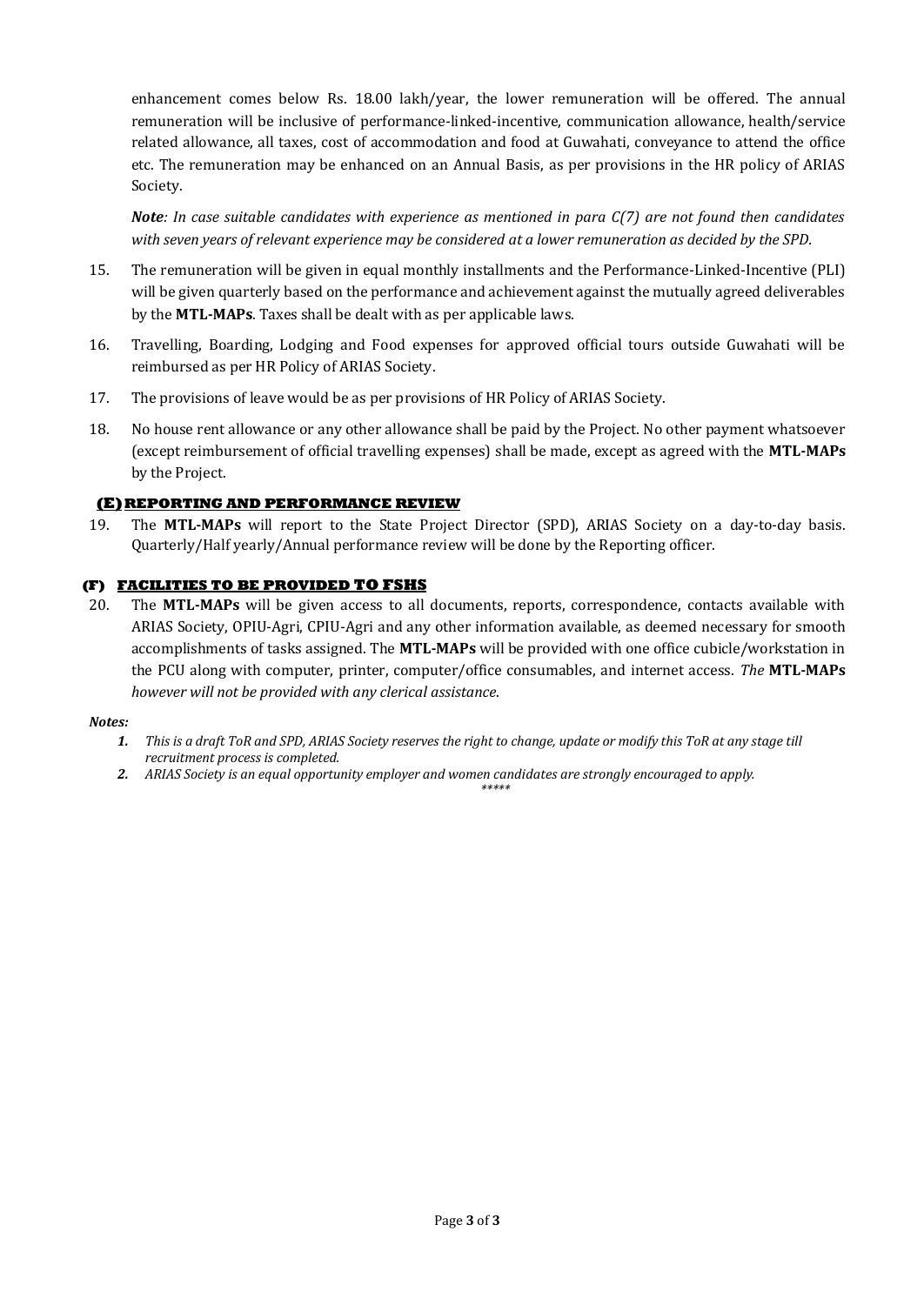enhancement comes below Rs. 18.00 lakh/year, the lower remuneration will be offered. The annual remuneration will be inclusive of performance-linked-incentive, communication allowance, health/service related allowance, all taxes, cost of accommodation and food at Guwahati, conveyance to attend the office etc. The remuneration may be enhanced on an Annual Basis, as per provisions in the HR policy of ARIAS Society.

***Note**: In case suitable candidates with experience as mentioned in para C(7) are not found then candidates with seven years of relevant experience may be considered at a lower remuneration as decided by the SPD.*

15. The remuneration will be given in equal monthly installments and the Performance-Linked-Incentive (PLI) will be given quarterly based on the performance and achievement against the mutually agreed deliverables by the **MTL-MAPs**. Taxes shall be dealt with as per applicable laws.

16. Travelling, Boarding, Lodging and Food expenses for approved official tours outside Guwahati will be reimbursed as per HR Policy of ARIAS Society.

17. The provisions of leave would be as per provisions of HR Policy of ARIAS Society.

18. No house rent allowance or any other allowance shall be paid by the Project. No other payment whatsoever (except reimbursement of official travelling expenses) shall be made, except as agreed with the **MTL-MAPs** by the Project.

## (E) REPORTING AND PERFORMANCE REVIEW

19. The **MTL-MAPs** will report to the State Project Director (SPD), ARIAS Society on a day-to-day basis. Quarterly/Half yearly/Annual performance review will be done by the Reporting officer.

## (F) FACILITIES TO BE PROVIDED TO FSHS

20. The **MTL-MAPs** will be given access to all documents, reports, correspondence, contacts available with ARIAS Society, OPIU-Agri, CPIU-Agri and any other information available, as deemed necessary for smooth accomplishments of tasks assigned. The **MTL-MAPs** will be provided with one office cubicle/workstation in the PCU along with computer, printer, computer/office consumables, and internet access. *The* **MTL-MAPs** *however will not be provided with any clerical assistance*.

***Notes:***

1. *This is a draft ToR and SPD, ARIAS Society reserves the right to change, update or modify this ToR at any stage till recruitment process is completed.*
2. *ARIAS Society is an equal opportunity employer and women candidates are strongly encouraged to apply.*

\*\*\*\*\*